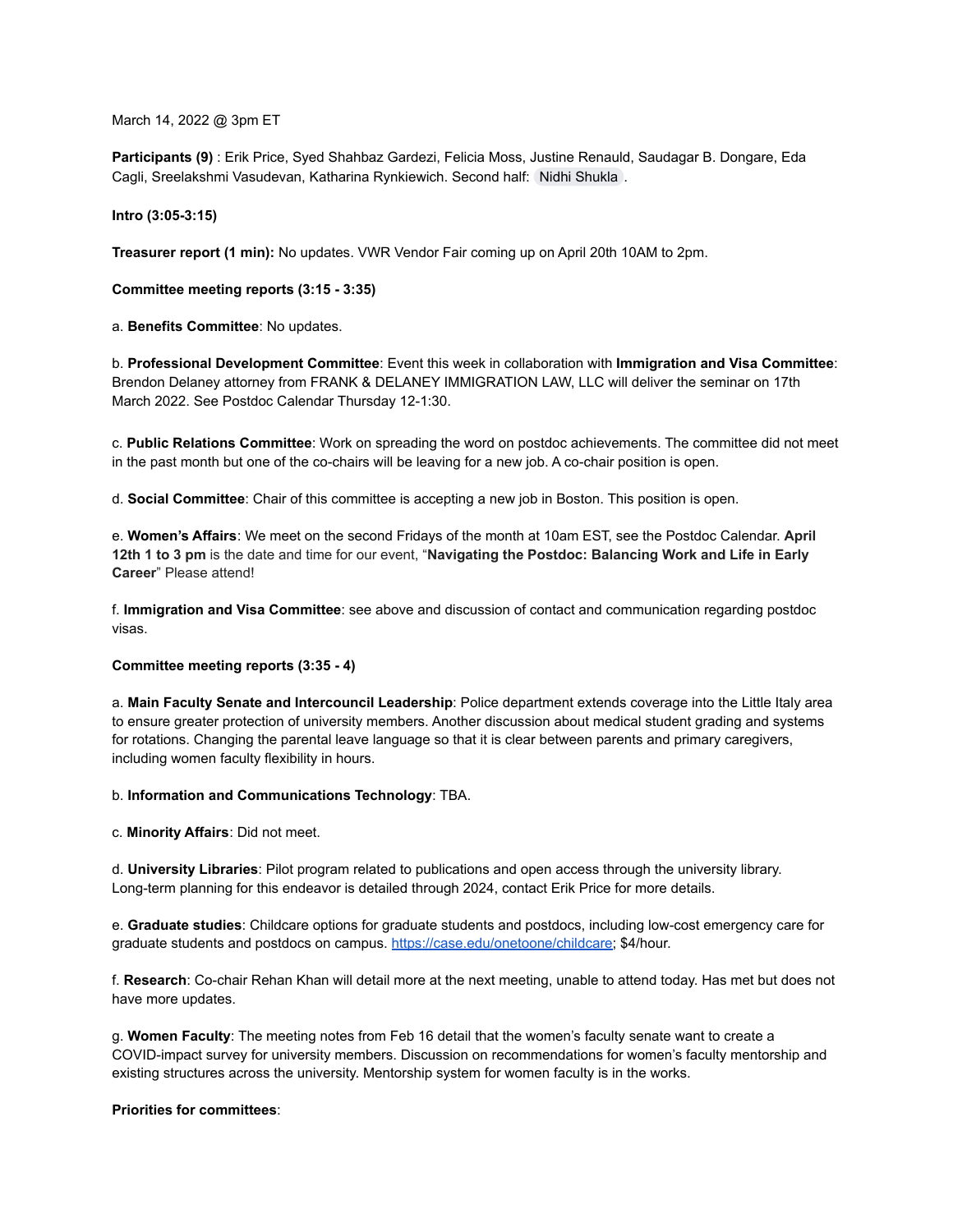March 14, 2022 @ 3pm ET

**Participants (9)** : Erik Price, Syed Shahbaz Gardezi, Felicia Moss, Justine Renauld, Saudagar B. Dongare, Eda Cagli, Sreelakshmi Vasudevan, Katharina Rynkiewich. Second half: Nidhi Shukla .

**Intro (3:05-3:15)**

**Treasurer report (1 min):** No updates. VWR Vendor Fair coming up on April 20th 10AM to 2pm.

**Committee meeting reports (3:15 - 3:35)**

a. **Benefits Committee**: No updates.

b. **Professional Development Committee**: Event this week in collaboration with **Immigration and Visa Committee**: Brendon Delaney attorney from FRANK & DELANEY IMMIGRATION LAW, LLC will deliver the seminar on 17th March 2022. See Postdoc Calendar Thursday 12-1:30.

c. **Public Relations Committee**: Work on spreading the word on postdoc achievements. The committee did not meet in the past month but one of the co-chairs will be leaving for a new job. A co-chair position is open.

d. **Social Committee**: Chair of this committee is accepting a new job in Boston. This position is open.

e. **Women's Affairs**: We meet on the second Fridays of the month at 10am EST, see the Postdoc Calendar. **April 12th 1 to 3 pm** is the date and time for our event, "**Navigating the Postdoc: Balancing Work and Life in Early Career**" Please attend!

f. **Immigration and Visa Committee**: see above and discussion of contact and communication regarding postdoc visas.

**Committee meeting reports (3:35 - 4)**

a. **Main Faculty Senate and Intercouncil Leadership**: Police department extends coverage into the Little Italy area to ensure greater protection of university members. Another discussion about medical student grading and systems for rotations. Changing the parental leave language so that it is clear between parents and primary caregivers, including women faculty flexibility in hours.

b. **Information and Communications Technology**: TBA.

c. **Minority Affairs**: Did not meet.

d. **University Libraries**: Pilot program related to publications and open access through the university library. Long-term planning for this endeavor is detailed through 2024, contact Erik Price for more details.

e. **Graduate studies**: Childcare options for graduate students and postdocs, including low-cost emergency care for graduate students and postdocs on campus. https://case.edu/onetoone/childcare; $4/hour.

f. **Research**: Co-chair Rehan Khan will detail more at the next meeting, unable to attend today. Has met but does not have more updates.

g. **Women Faculty**: The meeting notes from Feb 16 detail that the women's faculty senate want to create a COVID-impact survey for university members. Discussion on recommendations for women's faculty mentorship and existing structures across the university. Mentorship system for women faculty is in the works.

**Priorities for committees**: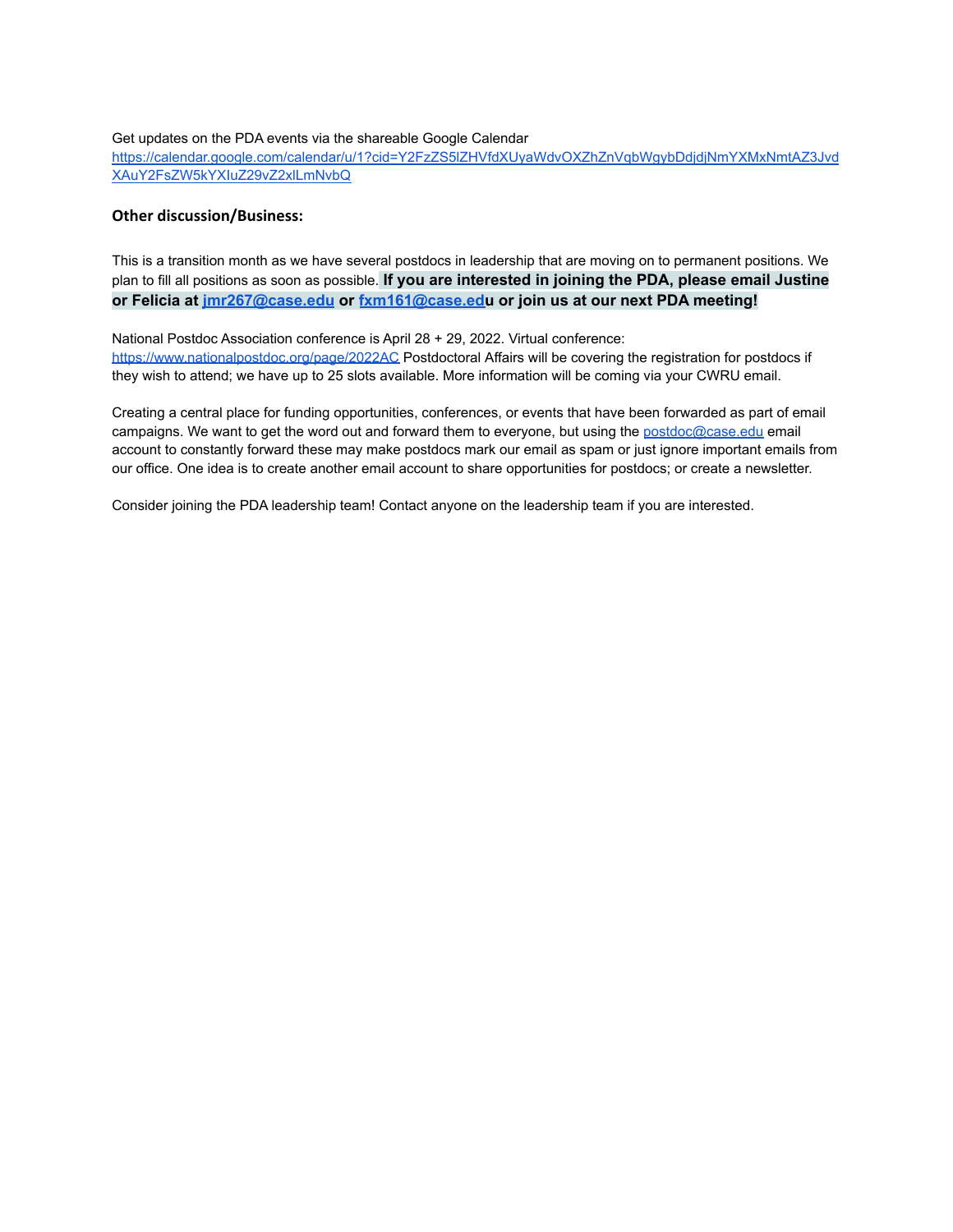Get updates on the PDA events via the shareable Google Calendar https://calendar.google.com/calendar/u/1?cid=Y2FzZS5lZHVfdXUyaWdvOXZhZnVqbWgybDdjdjNmYXMxNmtAZ3JvdXAuY2FsZW5kYXIuZ29vZ2xlLmNvbQ

## Other discussion/Business:

This is a transition month as we have several postdocs in leadership that are moving on to permanent positions. We plan to fill all positions as soon as possible. **If you are interested in joining the PDA, please email Justine or Felicia at jmr267@case.edu or fxm161@case.edu or join us at our next PDA meeting!**

National Postdoc Association conference is April 28 + 29, 2022. Virtual conference: https://www.nationalpostdoc.org/page/2022AC Postdoctoral Affairs will be covering the registration for postdocs if they wish to attend; we have up to 25 slots available. More information will be coming via your CWRU email.

Creating a central place for funding opportunities, conferences, or events that have been forwarded as part of email campaigns. We want to get the word out and forward them to everyone, but using the postdoc@case.edu email account to constantly forward these may make postdocs mark our email as spam or just ignore important emails from our office. One idea is to create another email account to share opportunities for postdocs; or create a newsletter.

Consider joining the PDA leadership team! Contact anyone on the leadership team if you are interested.